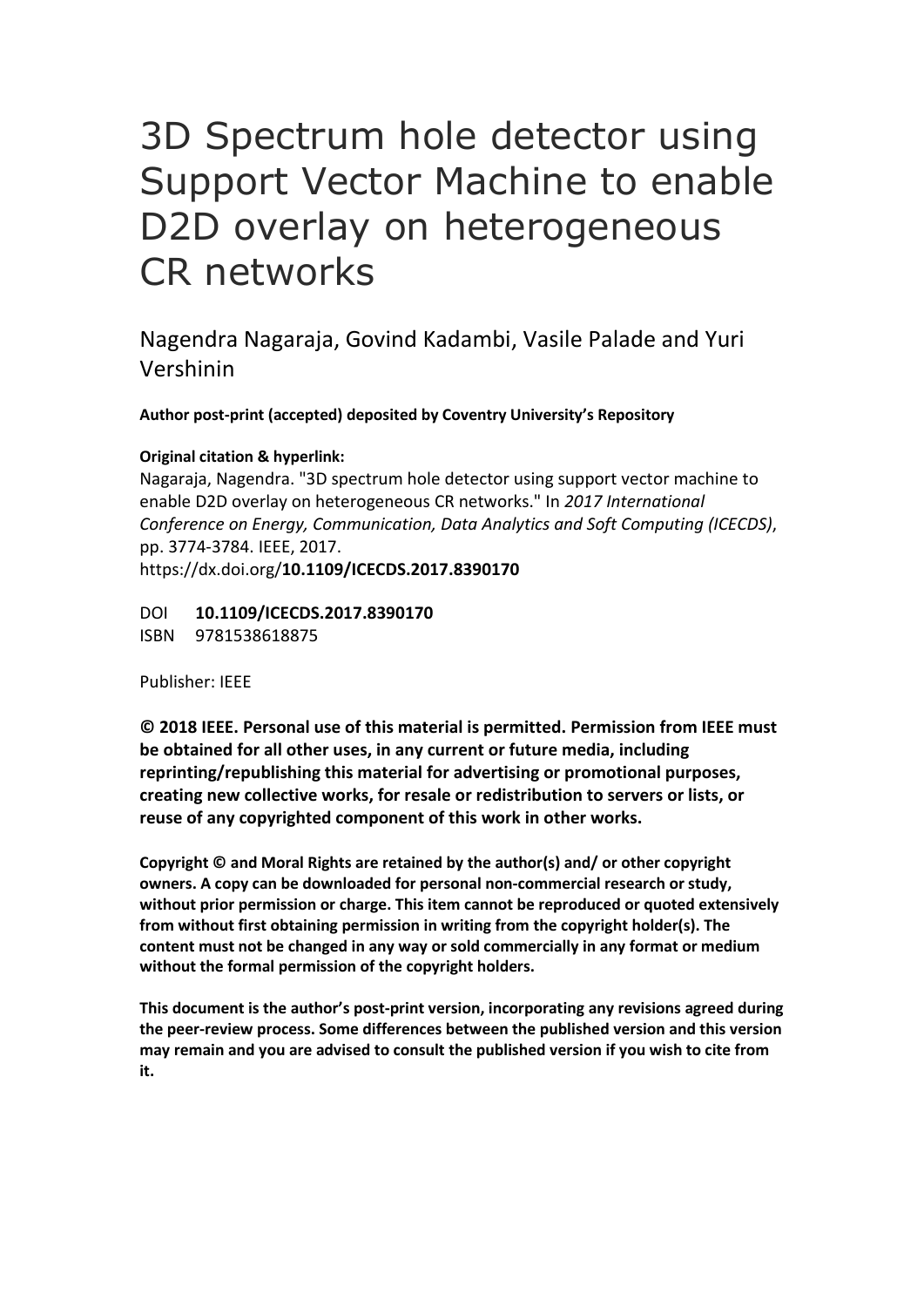# 3D Spectrum hole detector using Support Vector Machine to enable D2D overlay on heterogeneous CR networks

Nagendra Nagaraja, Govind Kadambi, Vasile Palade and Yuri Vershinin

**Author post-print (accepted) deposited by Coventry University's Repository**

**Original citation & hyperlink:**

Nagaraja, Nagendra. "3D spectrum hole detector using support vector machine to enable D2D overlay on heterogeneous CR networks." In *2017 International Conference on Energy, Communication, Data Analytics and Soft Computing (ICECDS)*, pp. 3774-3784. IEEE, 2017.

https://dx.doi.org/**10.1109/ICECDS.2017.8390170**

DOI **10.1109/ICECDS.2017.8390170**

ISBN 9781538618875

Publisher: IEEE

**© 2018 IEEE. Personal use of this material is permitted. Permission from IEEE must be obtained for all other uses, in any current or future media, including reprinting/republishing this material for advertising or promotional purposes, creating new collective works, for resale or redistribution to servers or lists, or reuse of any copyrighted component of this work in other works.**

**Copyright © and Moral Rights are retained by the author(s) and/ or other copyright owners. A copy can be downloaded for personal non-commercial research or study, without prior permission or charge. This item cannot be reproduced or quoted extensively from without first obtaining permission in writing from the copyright holder(s). The content must not be changed in any way or sold commercially in any format or medium without the formal permission of the copyright holders.**

**This document is the author's post-print version, incorporating any revisions agreed during the peer-review process. Some differences between the published version and this version may remain and you are advised to consult the published version if you wish to cite from it.**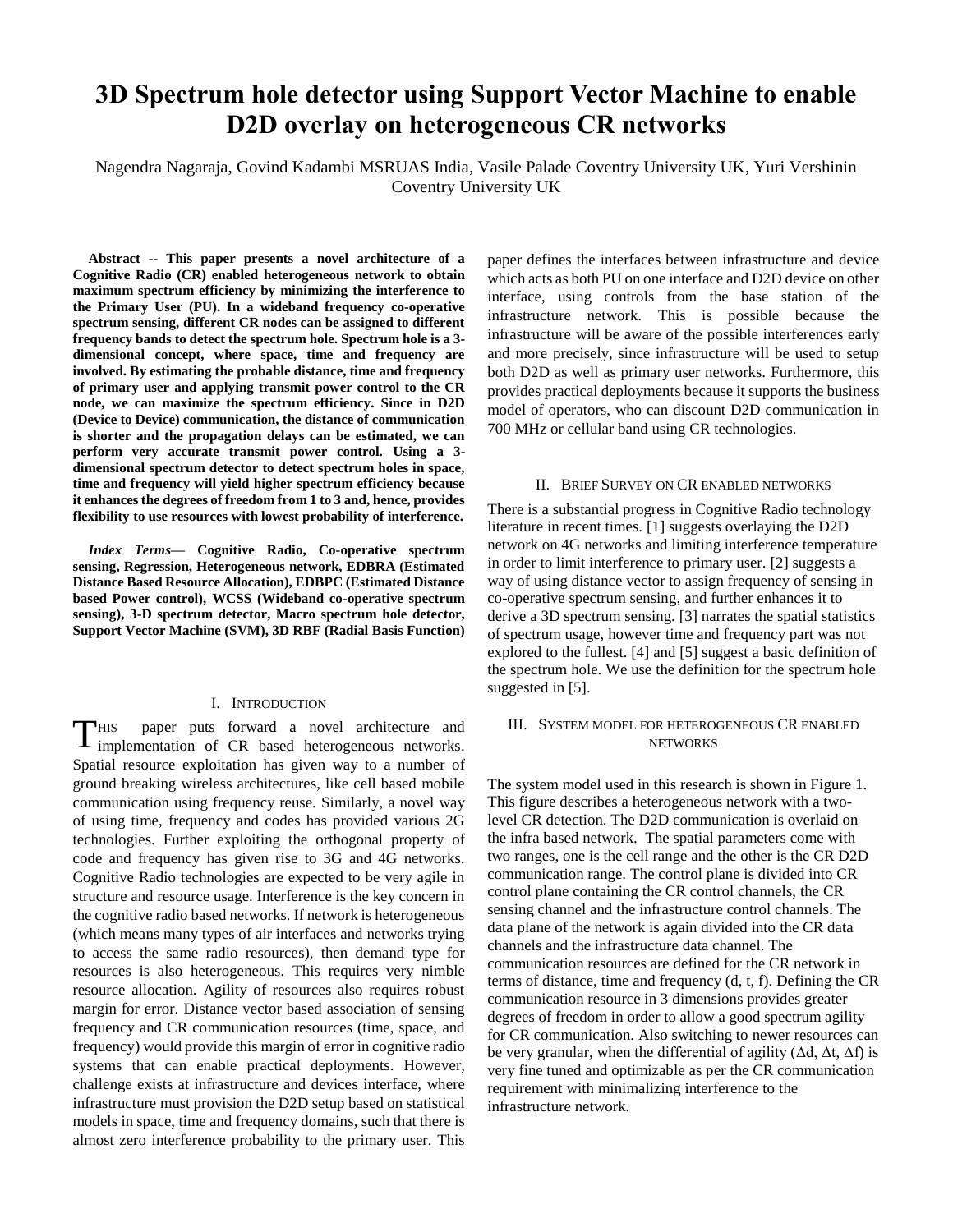# 3D Spectrum hole detector using Support Vector Machine to enable D2D overlay on heterogeneous CR networks

Nagendra Nagaraja, Govind Kadambi MSRUAS India, Vasile Palade Coventry University UK, Yuri Vershinin Coventry University UK

**Abstract -- This paper presents a novel architecture of a Cognitive Radio (CR) enabled heterogeneous network to obtain maximum spectrum efficiency by minimizing the interference to the Primary User (PU). In a wideband frequency co-operative spectrum sensing, different CR nodes can be assigned to different frequency bands to detect the spectrum hole. Spectrum hole is a 3-dimensional concept, where space, time and frequency are involved. By estimating the probable distance, time and frequency of primary user and applying transmit power control to the CR node, we can maximize the spectrum efficiency. Since in D2D (Device to Device) communication, the distance of communication is shorter and the propagation delays can be estimated, we can perform very accurate transmit power control. Using a 3-dimensional spectrum detector to detect spectrum holes in space, time and frequency will yield higher spectrum efficiency because it enhances the degrees of freedom from 1 to 3 and, hence, provides flexibility to use resources with lowest probability of interference.**

***Index Terms*— Cognitive Radio, Co-operative spectrum sensing, Regression, Heterogeneous network, EDBRA (Estimated Distance Based Resource Allocation), EDBPC (Estimated Distance based Power control), WCSS (Wideband co-operative spectrum sensing), 3-D spectrum detector, Macro spectrum hole detector, Support Vector Machine (SVM), 3D RBF (Radial Basis Function)**

## I. Introduction

THIS paper puts forward a novel architecture and implementation of CR based heterogeneous networks. Spatial resource exploitation has given way to a number of ground breaking wireless architectures, like cell based mobile communication using frequency reuse. Similarly, a novel way of using time, frequency and codes has provided various 2G technologies. Further exploiting the orthogonal property of code and frequency has given rise to 3G and 4G networks. Cognitive Radio technologies are expected to be very agile in structure and resource usage. Interference is the key concern in the cognitive radio based networks. If network is heterogeneous (which means many types of air interfaces and networks trying to access the same radio resources), then demand type for resources is also heterogeneous. This requires very nimble resource allocation. Agility of resources also requires robust margin for error. Distance vector based association of sensing frequency and CR communication resources (time, space, and frequency) would provide this margin of error in cognitive radio systems that can enable practical deployments. However, challenge exists at infrastructure and devices interface, where infrastructure must provision the D2D setup based on statistical models in space, time and frequency domains, such that there is almost zero interference probability to the primary user. This paper defines the interfaces between infrastructure and device which acts as both PU on one interface and D2D device on other interface, using controls from the base station of the infrastructure network. This is possible because the infrastructure will be aware of the possible interferences early and more precisely, since infrastructure will be used to setup both D2D as well as primary user networks. Furthermore, this provides practical deployments because it supports the business model of operators, who can discount D2D communication in 700 MHz or cellular band using CR technologies.

## II. Brief Survey on CR enabled networks

There is a substantial progress in Cognitive Radio technology literature in recent times. [1] suggests overlaying the D2D network on 4G networks and limiting interference temperature in order to limit interference to primary user. [2] suggests a way of using distance vector to assign frequency of sensing in co-operative spectrum sensing, and further enhances it to derive a 3D spectrum sensing. [3] narrates the spatial statistics of spectrum usage, however time and frequency part was not explored to the fullest. [4] and [5] suggest a basic definition of the spectrum hole. We use the definition for the spectrum hole suggested in [5].

## III. System model for heterogeneous CR enabled networks

The system model used in this research is shown in Figure 1. This figure describes a heterogeneous network with a two-level CR detection. The D2D communication is overlaid on the infra based network. The spatial parameters come with two ranges, one is the cell range and the other is the CR D2D communication range. The control plane is divided into CR control plane containing the CR control channels, the CR sensing channel and the infrastructure control channels. The data plane of the network is again divided into the CR data channels and the infrastructure data channel. The communication resources are defined for the CR network in terms of distance, time and frequency (d, t, f). Defining the CR communication resource in 3 dimensions provides greater degrees of freedom in order to allow a good spectrum agility for CR communication. Also switching to newer resources can be very granular, when the differential of agility ($\Delta d$, $\Delta t$, $\Delta f$) is very fine tuned and optimizable as per the CR communication requirement with minimalizing interference to the infrastructure network.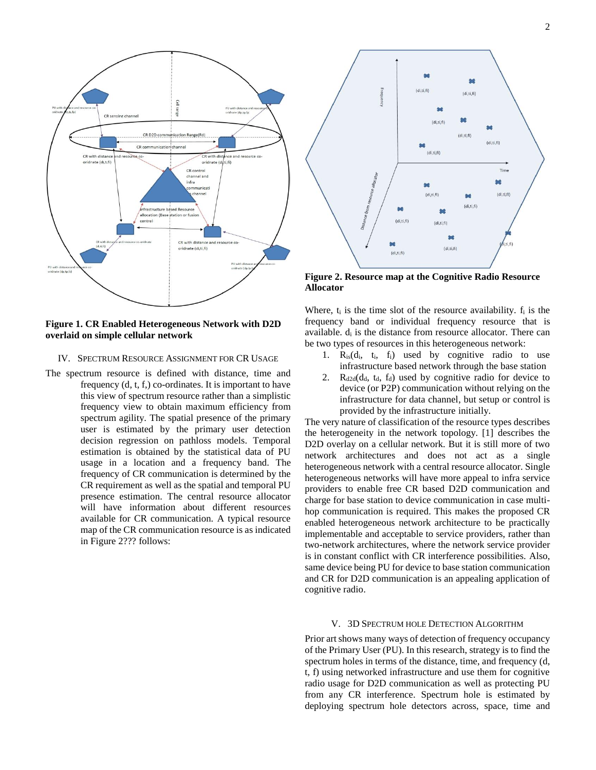**Figure 1. CR Enabled Heterogeneous Network with D2D overlaid on simple cellular network**

## IV. SPECTRUM RESOURCE ASSIGNMENT FOR CR USAGE

The spectrum resource is defined with distance, time and frequency (d, t, f,) co-ordinates. It is important to have this view of spectrum resource rather than a simplistic frequency view to obtain maximum efficiency from spectrum agility. The spatial presence of the primary user is estimated by the primary user detection decision regression on pathloss models. Temporal estimation is obtained by the statistical data of PU usage in a location and a frequency band. The frequency of CR communication is determined by the CR requirement as well as the spatial and temporal PU presence estimation. The central resource allocator will have information about different resources available for CR communication. A typical resource map of the CR communication resource is as indicated in Figure 2??? follows:

**Figure 2. Resource map at the Cognitive Radio Resource Allocator**

Where, $t_i$ is the time slot of the resource availability. $f_i$ is the frequency band or individual frequency resource that is available. $d_i$ is the distance from resource allocator. There can be two types of resources in this heterogeneous network:

1. $R_{is}(d_i, t_i, f_i)$ used by cognitive radio to use infrastructure based network through the base station
2. $R_{d2d}(d_d, t_d, f_d)$ used by cognitive radio for device to device (or P2P) communication without relying on the infrastructure for data channel, but setup or control is provided by the infrastructure initially.

The very nature of classification of the resource types describes the heterogeneity in the network topology. [1] describes the D2D overlay on a cellular network. But it is still more of two network architectures and does not act as a single heterogeneous network with a central resource allocator. Single heterogeneous networks will have more appeal to infra service providers to enable free CR based D2D communication and charge for base station to device communication in case multi-hop communication is required. This makes the proposed CR enabled heterogeneous network architecture to be practically implementable and acceptable to service providers, rather than two-network architectures, where the network service provider is in constant conflict with CR interference possibilities. Also, same device being PU for device to base station communication and CR for D2D communication is an appealing application of cognitive radio.

## V. 3D SPECTRUM HOLE DETECTION ALGORITHM

Prior art shows many ways of detection of frequency occupancy of the Primary User (PU). In this research, strategy is to find the spectrum holes in terms of the distance, time, and frequency (d, t, f) using networked infrastructure and use them for cognitive radio usage for D2D communication as well as protecting PU from any CR interference. Spectrum hole is estimated by deploying spectrum hole detectors across, space, time and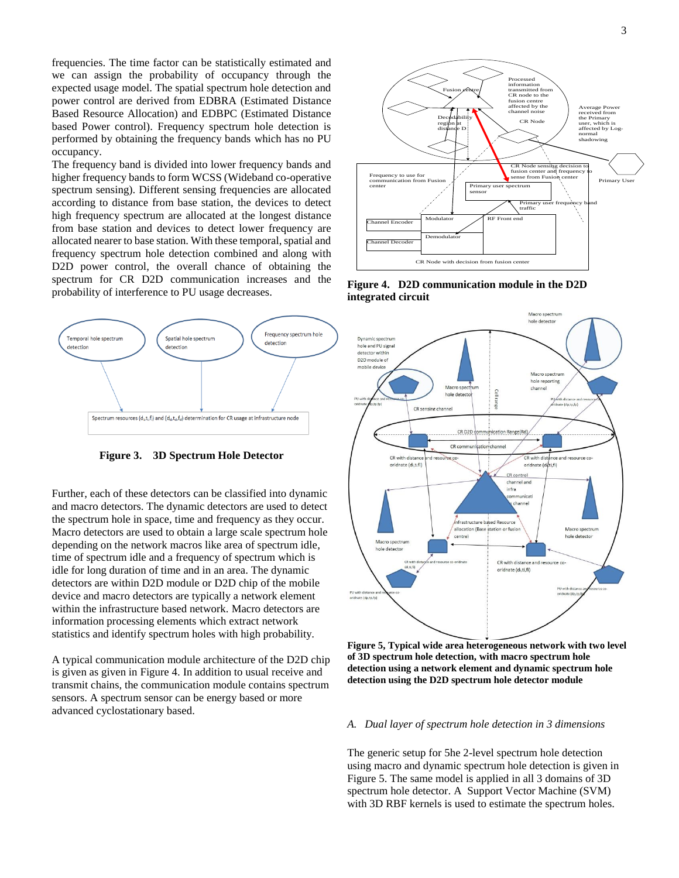frequencies. The time factor can be statistically estimated and we can assign the probability of occupancy through the expected usage model. The spatial spectrum hole detection and power control are derived from EDBRA (Estimated Distance Based Resource Allocation) and EDBPC (Estimated Distance based Power control). Frequency spectrum hole detection is performed by obtaining the frequency bands which has no PU occupancy.

The frequency band is divided into lower frequency bands and higher frequency bands to form WCSS (Wideband co-operative spectrum sensing). Different sensing frequencies are allocated according to distance from base station, the devices to detect high frequency spectrum are allocated at the longest distance from base station and devices to detect lower frequency are allocated nearer to base station. With these temporal, spatial and frequency spectrum hole detection combined and along with D2D power control, the overall chance of obtaining the spectrum for CR D2D communication increases and the probability of interference to PU usage decreases.

**Figure 3. 3D Spectrum Hole Detector**

Further, each of these detectors can be classified into dynamic and macro detectors. The dynamic detectors are used to detect the spectrum hole in space, time and frequency as they occur. Macro detectors are used to obtain a large scale spectrum hole depending on the network macros like area of spectrum idle, time of spectrum idle and a frequency of spectrum which is idle for long duration of time and in an area. The dynamic detectors are within D2D module or D2D chip of the mobile device and macro detectors are typically a network element within the infrastructure based network. Macro detectors are information processing elements which extract network statistics and identify spectrum holes with high probability.

A typical communication module architecture of the D2D chip is given as given in Figure 4. In addition to usual receive and transmit chains, the communication module contains spectrum sensors. A spectrum sensor can be energy based or more advanced cyclostationary based.

**Figure 4. D2D communication module in the D2D integrated circuit**

**Figure 5, Typical wide area heterogeneous network with two level of 3D spectrum hole detection, with macro spectrum hole detection using a network element and dynamic spectrum hole detection using the D2D spectrum hole detector module**

### *A. Dual layer of spectrum hole detection in 3 dimensions*

The generic setup for 5he 2-level spectrum hole detection using macro and dynamic spectrum hole detection is given in Figure 5. The same model is applied in all 3 domains of 3D spectrum hole detector. A Support Vector Machine (SVM) with 3D RBF kernels is used to estimate the spectrum holes.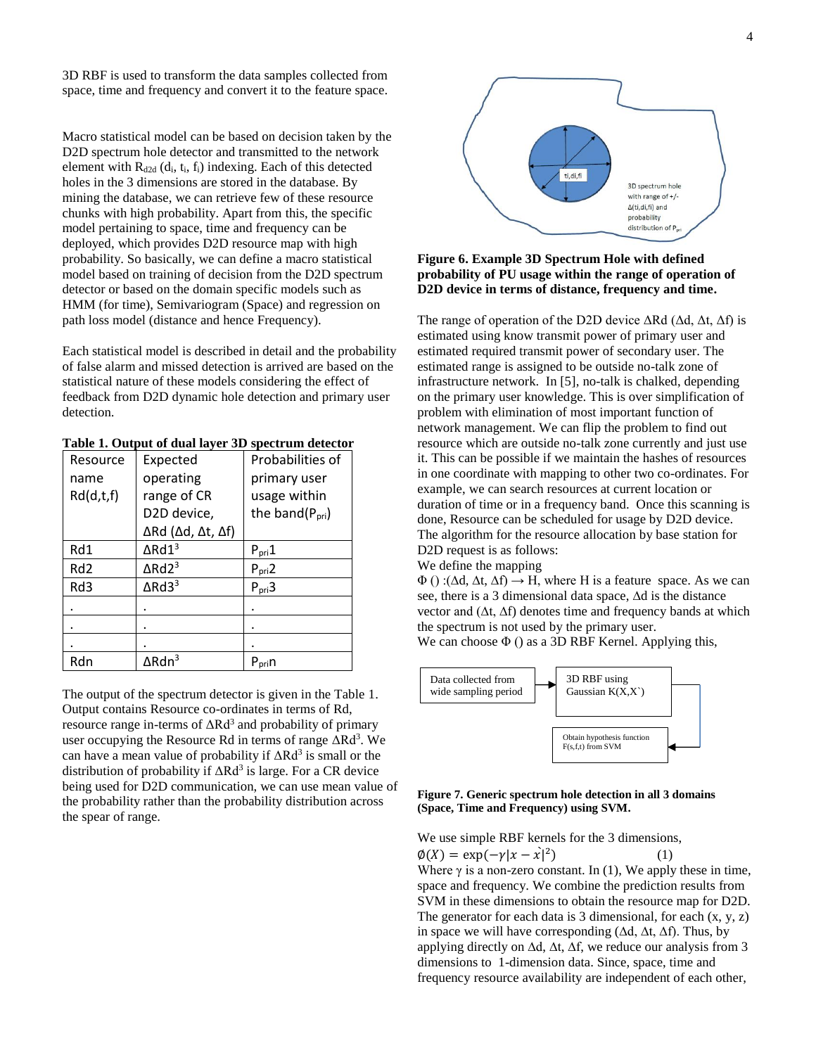3D RBF is used to transform the data samples collected from space, time and frequency and convert it to the feature space.

Macro statistical model can be based on decision taken by the D2D spectrum hole detector and transmitted to the network element with $R_{d2d}$ ($d_i$, $t_i$, $f_i$) indexing. Each of this detected holes in the 3 dimensions are stored in the database. By mining the database, we can retrieve few of these resource chunks with high probability. Apart from this, the specific model pertaining to space, time and frequency can be deployed, which provides D2D resource map with high probability. So basically, we can define a macro statistical model based on training of decision from the D2D spectrum detector or based on the domain specific models such as HMM (for time), Semivariogram (Space) and regression on path loss model (distance and hence Frequency).

Each statistical model is described in detail and the probability of false alarm and missed detection is arrived are based on the statistical nature of these models considering the effect of feedback from D2D dynamic hole detection and primary user detection.

**Table 1. Output of dual layer 3D spectrum detector**

| Resource name Rd(d,t,f) | Expected operating range of CR D2D device, ΔRd (Δd, Δt, Δf) | Probabilities of primary user usage within the band($P_{pri}$) |
|---|---|---|
| Rd1 | $\Delta Rd1^3$ | $P_{pri}1$ |
| Rd2 | $\Delta Rd2^3$ | $P_{pri}2$ |
| Rd3 | $\Delta Rd3^3$ | $P_{pri}3$ |
| . | . | . |
| . | . | . |
| . | . | . |
| Rdn | $\Delta Rdn^3$ | $P_{pri}n$ |

The output of the spectrum detector is given in the Table 1. Output contains Resource co-ordinates in terms of Rd, resource range in-terms of $\Delta Rd^3$ and probability of primary user occupying the Resource Rd in terms of range $\Delta Rd^3$. We can have a mean value of probability if $\Delta Rd^3$ is small or the distribution of probability if $\Delta Rd^3$ is large. For a CR device being used for D2D communication, we can use mean value of the probability rather than the probability distribution across the spear of range.

**Figure 6. Example 3D Spectrum Hole with defined probability of PU usage within the range of operation of D2D device in terms of distance, frequency and time.**

The range of operation of the D2D device ΔRd (Δd, Δt, Δf) is estimated using know transmit power of primary user and estimated required transmit power of secondary user. The estimated range is assigned to be outside no-talk zone of infrastructure network. In [5], no-talk is chalked, depending on the primary user knowledge. This is over simplification of problem with elimination of most important function of network management. We can flip the problem to find out resource which are outside no-talk zone currently and just use it. This can be possible if we maintain the hashes of resources in one coordinate with mapping to other two co-ordinates. For example, we can search resources at current location or duration of time or in a frequency band. Once this scanning is done, Resource can be scheduled for usage by D2D device. The algorithm for the resource allocation by base station for D2D request is as follows:

We define the mapping

$\Phi$ () :(Δd, Δt, Δf) → H, where H is a feature space. As we can see, there is a 3 dimensional data space, Δd is the distance vector and (Δt, Δf) denotes time and frequency bands at which the spectrum is not used by the primary user.

We can choose $\Phi$ () as a 3D RBF Kernel. Applying this,

**Figure 7. Generic spectrum hole detection in all 3 domains (Space, Time and Frequency) using SVM.**

We use simple RBF kernels for the 3 dimensions,

$$\emptyset(X) = \exp(-\gamma|x - \grave{x}|^2) \qquad (1)$$

Where γ is a non-zero constant. In (1), We apply these in time, space and frequency. We combine the prediction results from SVM in these dimensions to obtain the resource map for D2D. The generator for each data is 3 dimensional, for each (x, y, z) in space we will have corresponding (Δd, Δt, Δf). Thus, by applying directly on Δd, Δt, Δf, we reduce our analysis from 3 dimensions to 1-dimension data. Since, space, time and frequency resource availability are independent of each other,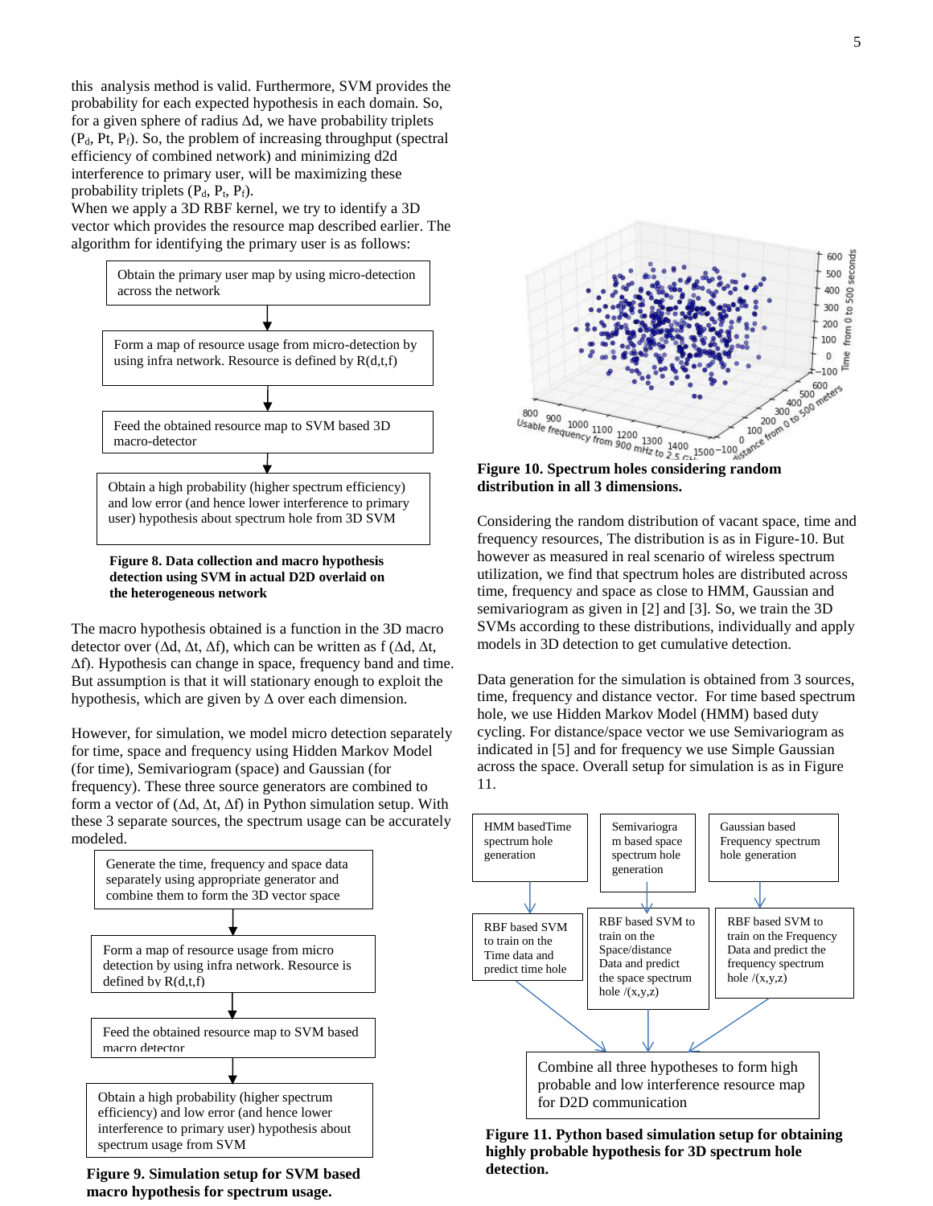this analysis method is valid. Furthermore, SVM provides the probability for each expected hypothesis in each domain. So, for a given sphere of radius Δd, we have probability triplets ($P_d$, Pt, $P_f$). So, the problem of increasing throughput (spectral efficiency of combined network) and minimizing d2d interference to primary user, will be maximizing these probability triplets ($P_d$, $P_t$, $P_f$).

When we apply a 3D RBF kernel, we try to identify a 3D vector which provides the resource map described earlier. The algorithm for identifying the primary user is as follows:

Obtain the primary user map by using micro-detection across the network

↓

Form a map of resource usage from micro-detection by using infra network. Resource is defined by R(d,t,f)

↓

Feed the obtained resource map to SVM based 3D macro-detector

↓

Obtain a high probability (higher spectrum efficiency) and low error (and hence lower interference to primary user) hypothesis about spectrum hole from 3D SVM

**Figure 8. Data collection and macro hypothesis detection using SVM in actual D2D overlaid on the heterogeneous network**

The macro hypothesis obtained is a function in the 3D macro detector over (Δd, Δt, Δf), which can be written as f (Δd, Δt, Δf). Hypothesis can change in space, frequency band and time. But assumption is that it will stationary enough to exploit the hypothesis, which are given by Δ over each dimension.

However, for simulation, we model micro detection separately for time, space and frequency using Hidden Markov Model (for time), Semivariogram (space) and Gaussian (for frequency). These three source generators are combined to form a vector of (Δd, Δt, Δf) in Python simulation setup. With these 3 separate sources, the spectrum usage can be accurately modeled.

Generate the time, frequency and space data separately using appropriate generator and combine them to form the 3D vector space

↓

Form a map of resource usage from micro detection by using infra network. Resource is defined by R(d,t,f)

↓

Feed the obtained resource map to SVM based macro detector

↓

Obtain a high probability (higher spectrum efficiency) and low error (and hence lower interference to primary user) hypothesis about spectrum usage from SVM

**Figure 9. Simulation setup for SVM based macro hypothesis for spectrum usage.**

**Figure 10. Spectrum holes considering random distribution in all 3 dimensions.**

Considering the random distribution of vacant space, time and frequency resources, The distribution is as in Figure-10. But however as measured in real scenario of wireless spectrum utilization, we find that spectrum holes are distributed across time, frequency and space as close to HMM, Gaussian and semivariogram as given in [2] and [3]. So, we train the 3D SVMs according to these distributions, individually and apply models in 3D detection to get cumulative detection.

Data generation for the simulation is obtained from 3 sources, time, frequency and distance vector. For time based spectrum hole, we use Hidden Markov Model (HMM) based duty cycling. For distance/space vector we use Semivariogram as indicated in [5] and for frequency we use Simple Gaussian across the space. Overall setup for simulation is as in Figure 11.

| HMM based Time spectrum hole generation | Semivariogram based space spectrum hole generation | Gaussian based Frequency spectrum hole generation |
|---|---|---|
| ↓ | ↓ | ↓ |
| RBF based SVM to train on the Time data and predict time hole | RBF based SVM to train on the Space/distance Data and predict the space spectrum hole /(x,y,z) | RBF based SVM to train on the Frequency Data and predict the frequency spectrum hole /(x,y,z) |

↓

Combine all three hypotheses to form high probable and low interference resource map for D2D communication

**Figure 11. Python based simulation setup for obtaining highly probable hypothesis for 3D spectrum hole detection.**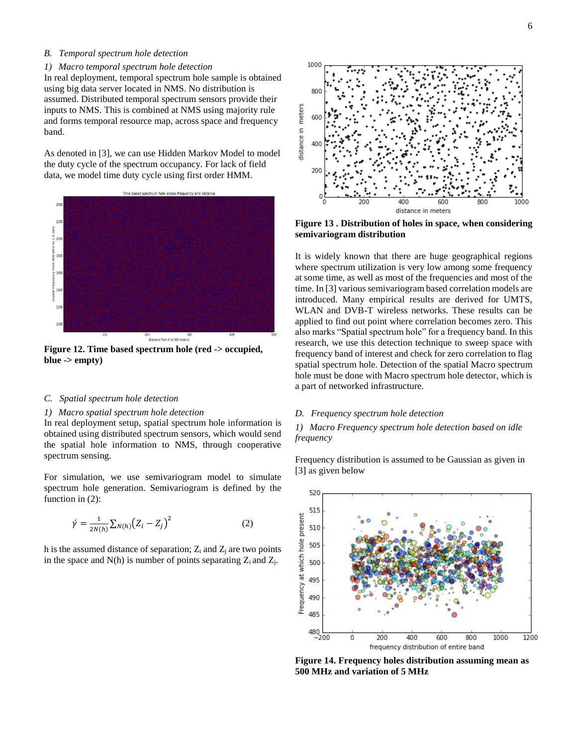### B. Temporal spectrum hole detection

#### 1) Macro temporal spectrum hole detection

In real deployment, temporal spectrum hole sample is obtained using big data server located in NMS. No distribution is assumed. Distributed temporal spectrum sensors provide their inputs to NMS. This is combined at NMS using majority rule and forms temporal resource map, across space and frequency band.

As denoted in [3], we can use Hidden Markov Model to model the duty cycle of the spectrum occupancy. For lack of field data, we model time duty cycle using first order HMM.

**Figure 12. Time based spectrum hole (red -> occupied, blue -> empty)**

### C. Spatial spectrum hole detection

#### 1) Macro spatial spectrum hole detection

In real deployment setup, spatial spectrum hole information is obtained using distributed spectrum sensors, which would send the spatial hole information to NMS, through cooperative spectrum sensing.

For simulation, we use semivariogram model to simulate spectrum hole generation. Semivariogram is defined by the function in (2):

$$\acute{\gamma} = \frac{1}{2N(h)} \sum_{N(h)} \left(Z_i - Z_j\right)^2 \qquad (2)$$

h is the assumed distance of separation; $Z_i$ and $Z_j$ are two points in the space and N(h) is number of points separating $Z_i$ and $Z_j$.

**Figure 13 . Distribution of holes in space, when considering semivariogram distribution**

It is widely known that there are huge geographical regions where spectrum utilization is very low among some frequency at some time, as well as most of the frequencies and most of the time. In [3] various semivariogram based correlation models are introduced. Many empirical results are derived for UMTS, WLAN and DVB-T wireless networks. These results can be applied to find out point where correlation becomes zero. This also marks "Spatial spectrum hole" for a frequency band. In this research, we use this detection technique to sweep space with frequency band of interest and check for zero correlation to flag spatial spectrum hole. Detection of the spatial Macro spectrum hole must be done with Macro spectrum hole detector, which is a part of networked infrastructure.

### D. Frequency spectrum hole detection

#### 1) Macro Frequency spectrum hole detection based on idle frequency

Frequency distribution is assumed to be Gaussian as given in [3] as given below

**Figure 14. Frequency holes distribution assuming mean as 500 MHz and variation of 5 MHz**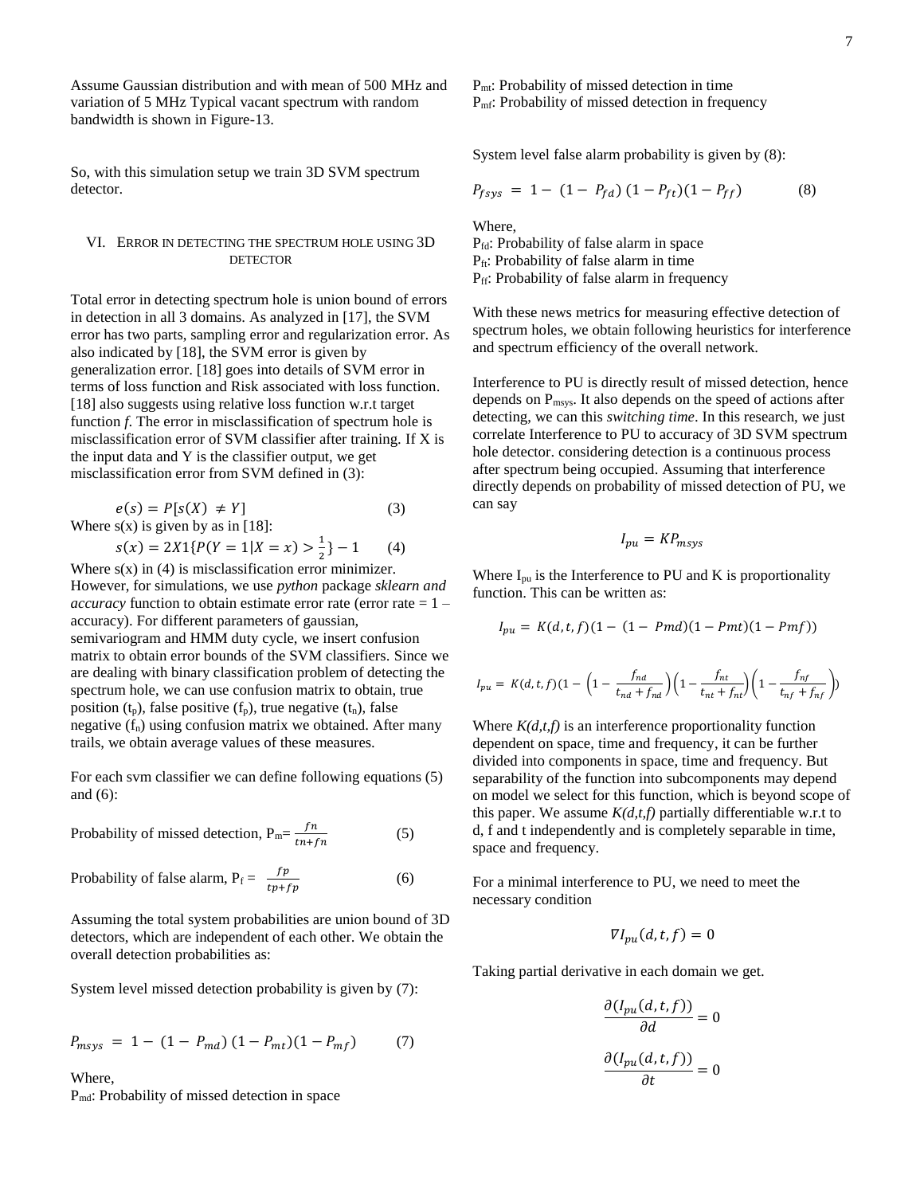Assume Gaussian distribution and with mean of 500 MHz and variation of 5 MHz Typical vacant spectrum with random bandwidth is shown in Figure-13.

So, with this simulation setup we train 3D SVM spectrum detector.

## VI. Error in detecting the spectrum hole using 3D detector

Total error in detecting spectrum hole is union bound of errors in detection in all 3 domains. As analyzed in [17], the SVM error has two parts, sampling error and regularization error. As also indicated by [18], the SVM error is given by generalization error. [18] goes into details of SVM error in terms of loss function and Risk associated with loss function. [18] also suggests using relative loss function w.r.t target function *f*. The error in misclassification of spectrum hole is misclassification error of SVM classifier after training. If X is the input data and Y is the classifier output, we get misclassification error from SVM defined in (3):

$$e(s) = P[s(X) \neq Y] \qquad (3)$$

Where s(x) is given by as in [18]:

$$s(x) = 2X1\{P(Y=1|X=x) > \tfrac{1}{2}\} - 1 \qquad (4)$$

Where s(x) in (4) is misclassification error minimizer. However, for simulations, we use *python* package *sklearn and accuracy* function to obtain estimate error rate (error rate = 1 – accuracy). For different parameters of gaussian, semivariogram and HMM duty cycle, we insert confusion matrix to obtain error bounds of the SVM classifiers. Since we are dealing with binary classification problem of detecting the spectrum hole, we can use confusion matrix to obtain, true position ($t_p$), false positive ($f_p$), true negative ($t_n$), false negative ($f_n$) using confusion matrix we obtained. After many trails, we obtain average values of these measures.

For each svm classifier we can define following equations (5) and (6):

Probability of missed detection, $P_m = \frac{fn}{tn+fn}$ (5)

Probability of false alarm, $P_f = \frac{fp}{tp+fp}$ (6)

Assuming the total system probabilities are union bound of 3D detectors, which are independent of each other. We obtain the overall detection probabilities as:

System level missed detection probability is given by (7):

$$P_{msys} = 1 - (1 - P_{md})(1 - P_{mt})(1 - P_{mf}) \qquad (7)$$

Where,
$P_{md}$: Probability of missed detection in space
$P_{mt}$: Probability of missed detection in time
$P_{mf}$: Probability of missed detection in frequency

System level false alarm probability is given by (8):

$$P_{fsys} = 1 - (1 - P_{fd})(1 - P_{ft})(1 - P_{ff}) \qquad (8)$$

Where,
$P_{fd}$: Probability of false alarm in space
$P_{ft}$: Probability of false alarm in time
$P_{ff}$: Probability of false alarm in frequency

With these news metrics for measuring effective detection of spectrum holes, we obtain following heuristics for interference and spectrum efficiency of the overall network.

Interference to PU is directly result of missed detection, hence depends on $P_{msys}$. It also depends on the speed of actions after detecting, we can this *switching time*. In this research, we just correlate Interference to PU to accuracy of 3D SVM spectrum hole detector. considering detection is a continuous process after spectrum being occupied. Assuming that interference directly depends on probability of missed detection of PU, we can say

$$I_{pu} = KP_{msys}$$

Where $I_{pu}$ is the Interference to PU and K is proportionality function. This can be written as:

$$I_{pu} = K(d,t,f)(1 - (1 - Pmd)(1 - Pmt)(1 - Pmf))$$

$$I_{pu} = K(d,t,f)(1 - \left(1 - \frac{f_{nd}}{t_{nd} + f_{nd}}\right)\left(1 - \frac{f_{nt}}{t_{nt} + f_{nt}}\right)\left(1 - \frac{f_{nf}}{t_{nf} + f_{nf}}\right))$$

Where *K(d,t,f)* is an interference proportionality function dependent on space, time and frequency, it can be further divided into components in space, time and frequency. But separability of the function into subcomponents may depend on model we select for this function, which is beyond scope of this paper. We assume *K(d,t,f)* partially differentiable w.r.t to d, f and t independently and is completely separable in time, space and frequency.

For a minimal interference to PU, we need to meet the necessary condition

$$\nabla I_{pu}(d,t,f) = 0$$

Taking partial derivative in each domain we get.

$$\frac{\partial(I_{pu}(d,t,f))}{\partial d} = 0$$

$$\frac{\partial(I_{pu}(d,t,f))}{\partial t} = 0$$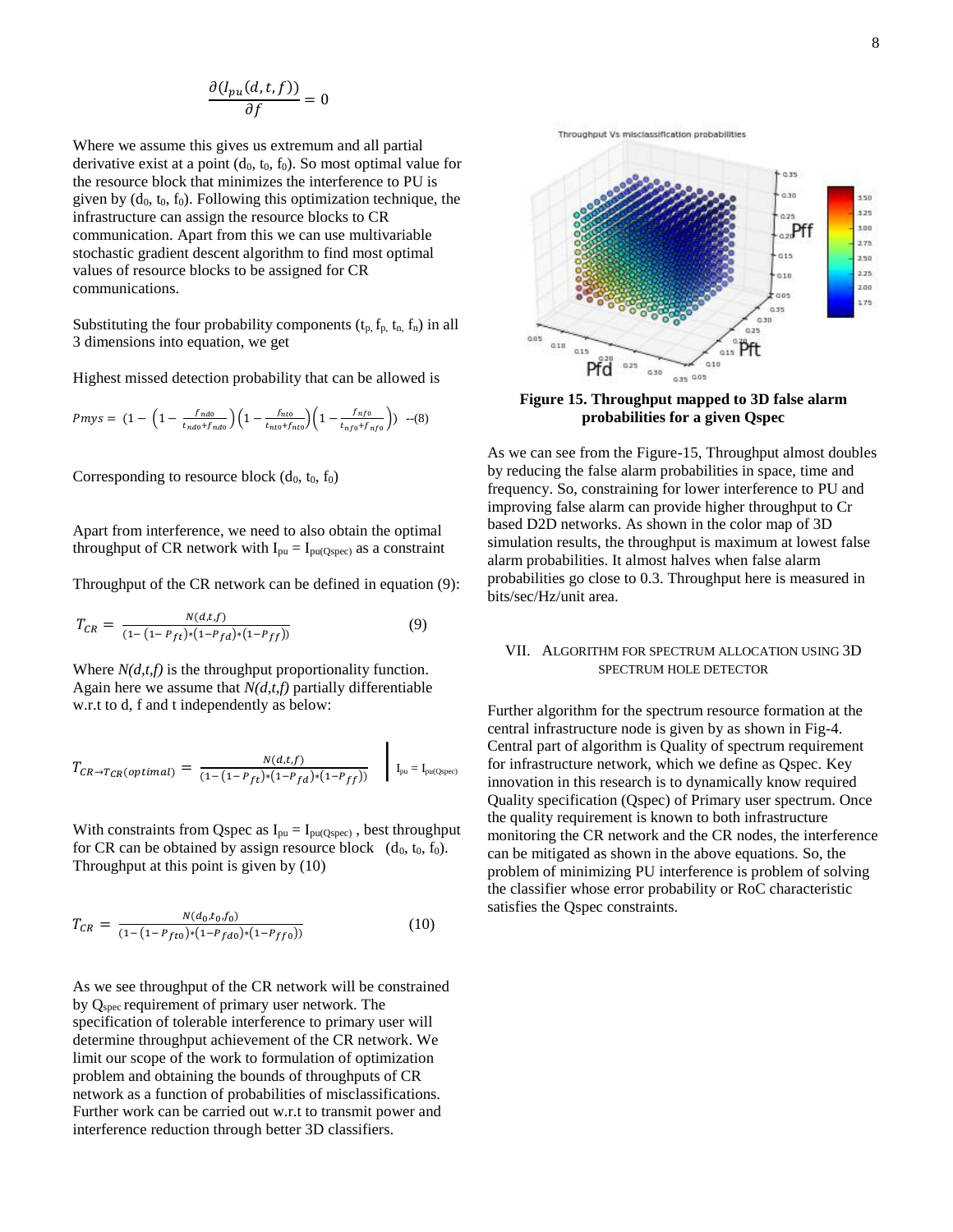$$\frac{\partial(I_{pu}(d,t,f))}{\partial f} = 0$$

Where we assume this gives us extremum and all partial derivative exist at a point ($d_0$, $t_0$, $f_0$). So most optimal value for the resource block that minimizes the interference to PU is given by ($d_0$, $t_0$, $f_0$). Following this optimization technique, the infrastructure can assign the resource blocks to CR communication. Apart from this we can use multivariable stochastic gradient descent algorithm to find most optimal values of resource blocks to be assigned for CR communications.

Substituting the four probability components ($t_p$, $f_p$, $t_n$, $f_n$) in all 3 dimensions into equation, we get

Highest missed detection probability that can be allowed is

$$Pmys = \left(1 - \left(1 - \frac{f_{nd0}}{t_{nd0}+f_{nd0}}\right)\left(1 - \frac{f_{nt0}}{t_{nt0}+f_{nt0}}\right)\left(1 - \frac{f_{nf0}}{t_{nf0}+f_{nf0}}\right)\right) \quad \text{--(8)}$$

Corresponding to resource block ($d_0$, $t_0$, $f_0$)

Apart from interference, we need to also obtain the optimal throughput of CR network with $I_{pu} = I_{pu(Qspec)}$ as a constraint

Throughput of the CR network can be defined in equation (9):

$$T_{CR} = \frac{N(d,t,f)}{(1-(1-P_{ft})*(1-P_{fd})*(1-P_{ff}))} \qquad (9)$$

Where $N(d,t,f)$ is the throughput proportionality function. Again here we assume that $N(d,t,f)$ partially differentiable w.r.t to d, f and t independently as below:

$$T_{CR \to T_{CR}(optimal)} = \frac{N(d,t,f)}{(1-(1-P_{ft})*(1-P_{fd})*(1-P_{ff}))} \Bigg|_{I_{pu} = I_{pu(Qspec)}}$$

With constraints from Qspec as $I_{pu} = I_{pu(Qspec)}$ , best throughput for CR can be obtained by assign resource block ($d_0$, $t_0$, $f_0$). Throughput at this point is given by (10)

$$T_{CR} = \frac{N(d_0,t_0,f_0)}{(1-(1-P_{ft0})*(1-P_{fd0})*(1-P_{ff0}))} \qquad (10)$$

As we see throughput of the CR network will be constrained by $Q_{spec}$ requirement of primary user network. The specification of tolerable interference to primary user will determine throughput achievement of the CR network. We limit our scope of the work to formulation of optimization problem and obtaining the bounds of throughputs of CR network as a function of probabilities of misclassifications. Further work can be carried out w.r.t to transmit power and interference reduction through better 3D classifiers.

**Figure 15. Throughput mapped to 3D false alarm probabilities for a given Qspec**

As we can see from the Figure-15, Throughput almost doubles by reducing the false alarm probabilities in space, time and frequency. So, constraining for lower interference to PU and improving false alarm can provide higher throughput to Cr based D2D networks. As shown in the color map of 3D simulation results, the throughput is maximum at lowest false alarm probabilities. It almost halves when false alarm probabilities go close to 0.3. Throughput here is measured in bits/sec/Hz/unit area.

## VII. Algorithm for Spectrum Allocation Using 3D Spectrum Hole Detector

Further algorithm for the spectrum resource formation at the central infrastructure node is given by as shown in Fig-4. Central part of algorithm is Quality of spectrum requirement for infrastructure network, which we define as Qspec. Key innovation in this research is to dynamically know required Quality specification (Qspec) of Primary user spectrum. Once the quality requirement is known to both infrastructure monitoring the CR network and the CR nodes, the interference can be mitigated as shown in the above equations. So, the problem of minimizing PU interference is problem of solving the classifier whose error probability or RoC characteristic satisfies the Qspec constraints.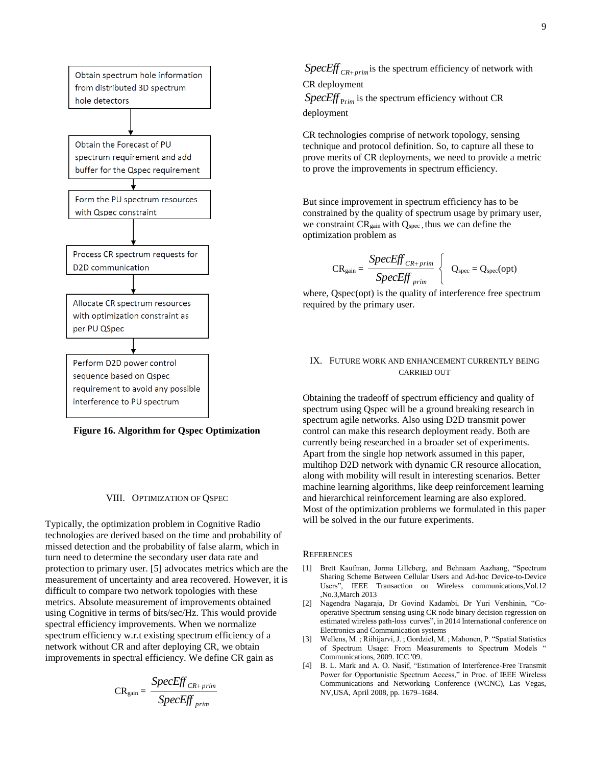Obtain spectrum hole information from distributed 3D spectrum hole detectors

↓

Obtain the Forecast of PU spectrum requirement and add buffer for the Qspec requirement

↓

Form the PU spectrum resources with Qspec constraint

↓

Process CR spectrum requests for D2D communication

↓

Allocate CR spectrum resources with optimization constraint as per PU QSpec

↓

Perform D2D power control sequence based on Qspec requirement to avoid any possible interference to PU spectrum

**Figure 16. Algorithm for Qspec Optimization**

## VIII. Optimization of Qspec

Typically, the optimization problem in Cognitive Radio technologies are derived based on the time and probability of missed detection and the probability of false alarm, which in turn need to determine the secondary user data rate and protection to primary user. [5] advocates metrics which are the measurement of uncertainty and area recovered. However, it is difficult to compare two network topologies with these metrics. Absolute measurement of improvements obtained using Cognitive in terms of bits/sec/Hz. This would provide spectral efficiency improvements. When we normalize spectrum efficiency w.r.t existing spectrum efficiency of a network without CR and after deploying CR, we obtain improvements in spectral efficiency. We define CR gain as

$$CR_{gain} = \frac{SpecEff_{CR+prim}}{SpecEff_{prim}}$$

$SpecEff_{CR+prim}$ is the spectrum efficiency of network with CR deployment

$SpecEff_{Prim}$ is the spectrum efficiency without CR deployment

CR technologies comprise of network topology, sensing technique and protocol definition. So, to capture all these to prove merits of CR deployments, we need to provide a metric to prove the improvements in spectrum efficiency.

But since improvement in spectrum efficiency has to be constrained by the quality of spectrum usage by primary user, we constraint $CR_{gain}$ with $Q_{spec}$ , thus we can define the optimization problem as

$$CR_{gain} = \frac{SpecEff_{CR+prim}}{SpecEff_{prim}} \left\{ \; Q_{spec} = Q_{spec}(opt) \right.$$

where, Qspec(opt) is the quality of interference free spectrum required by the primary user.

## IX. Future Work and Enhancement Currently Being Carried Out

Obtaining the tradeoff of spectrum efficiency and quality of spectrum using Qspec will be a ground breaking research in spectrum agile networks. Also using D2D transmit power control can make this research deployment ready. Both are currently being researched in a broader set of experiments. Apart from the single hop network assumed in this paper, multihop D2D network with dynamic CR resource allocation, along with mobility will result in interesting scenarios. Better machine learning algorithms, like deep reinforcement learning and hierarchical reinforcement learning are also explored. Most of the optimization problems we formulated in this paper will be solved in the our future experiments.

## References

[1] Brett Kaufman, Jorma Lilleberg, and Behnaam Aazhang, "Spectrum Sharing Scheme Between Cellular Users and Ad-hoc Device-to-Device Users", IEEE Transaction on Wireless communications,Vol.12 ,No.3,March 2013

[2] Nagendra Nagaraja, Dr Govind Kadambi, Dr Yuri Vershinin, "Co-operative Spectrum sensing using CR node binary decision regression on estimated wireless path-loss curves", in 2014 International conference on Electronics and Communication systems

[3] Wellens, M. ; Riihijarvi, J. ; Gordziel, M. ; Mahonen, P. "Spatial Statistics of Spectrum Usage: From Measurements to Spectrum Models " Communications, 2009. ICC '09.

[4] B. L. Mark and A. O. Nasif, "Estimation of Interference-Free Transmit Power for Opportunistic Spectrum Access," in Proc. of IEEE Wireless Communications and Networking Conference (WCNC), Las Vegas, NV,USA, April 2008, pp. 1679–1684.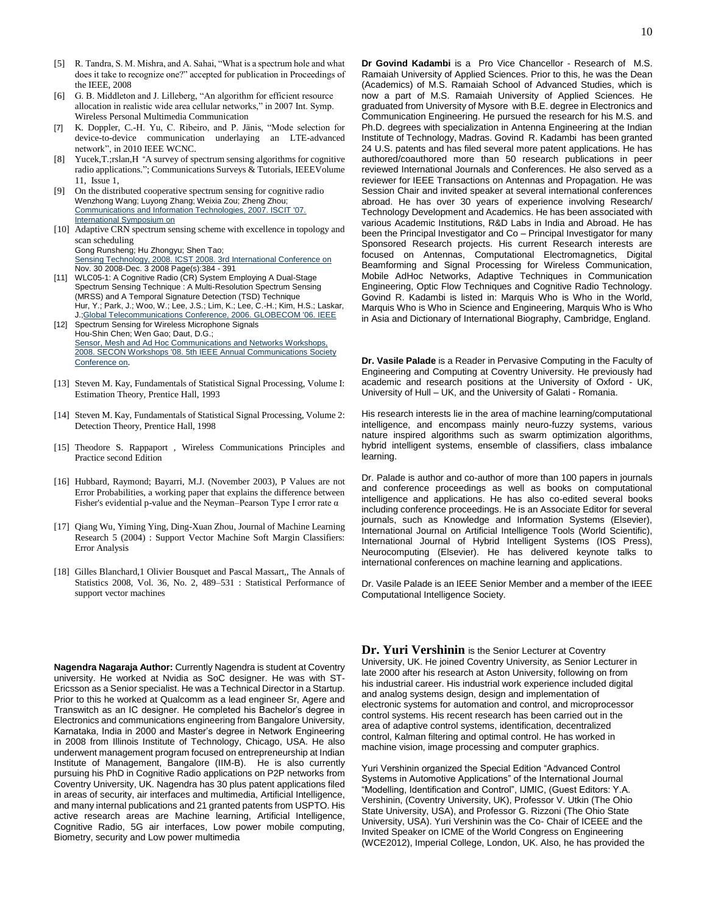[5] R. Tandra, S. M. Mishra, and A. Sahai, "What is a spectrum hole and what does it take to recognize one?" accepted for publication in Proceedings of the IEEE, 2008

[6] G. B. Middleton and J. Lilleberg, "An algorithm for efficient resource allocation in realistic wide area cellular networks," in 2007 Int. Symp. Wireless Personal Multimedia Communication

[7] K. Doppler, C.-H. Yu, C. Ribeiro, and P. Jänis, "Mode selection for device-to-device communication underlaying an LTE-advanced network", in 2010 IEEE WCNC.

[8] Yucek,T.;rslan,H "A survey of spectrum sensing algorithms for cognitive radio applications."; Communications Surveys & Tutorials, IEEEVolume 11, Issue 1,

[9] On the distributed cooperative spectrum sensing for cognitive radio Wenzhong Wang; Luyong Zhang; Weixia Zou; Zheng Zhou; Communications and Information Technologies, 2007. ISCIT '07. International Symposium on

[10] Adaptive CRN spectrum sensing scheme with excellence in topology and scan scheduling Gong Runsheng; Hu Zhongyu; Shen Tao; Sensing Technology, 2008. ICST 2008. 3rd International Conference on Nov. 30 2008-Dec. 3 2008 Page(s):384 - 391

[11] WLC05-1: A Cognitive Radio (CR) System Employing A Dual-Stage Spectrum Sensing Technique : A Multi-Resolution Spectrum Sensing (MRSS) and A Temporal Signature Detection (TSD) Technique Hur, Y.; Park, J.; Woo, W.; Lee, J.S.; Lim, K.; Lee, C.-H.; Kim, H.S.; Laskar, J.;Global Telecommunications Conference, 2006. GLOBECOM '06. IEEE

[12] Spectrum Sensing for Wireless Microphone Signals Hou-Shin Chen; Wen Gao; Daut, D.G.; Sensor, Mesh and Ad Hoc Communications and Networks Workshops, 2008. SECON Workshops '08. 5th IEEE Annual Communications Society Conference on.

[13] Steven M. Kay, Fundamentals of Statistical Signal Processing, Volume I: Estimation Theory, Prentice Hall, 1993

[14] Steven M. Kay, Fundamentals of Statistical Signal Processing, Volume 2: Detection Theory, Prentice Hall, 1998

[15] Theodore S. Rappaport , Wireless Communications Principles and Practice second Edition

[16] Hubbard, Raymond; Bayarri, M.J. (November 2003), P Values are not Error Probabilities, a working paper that explains the difference between Fisher's evidential p-value and the Neyman–Pearson Type I error rate α

[17] Qiang Wu, Yiming Ying, Ding-Xuan Zhou, Journal of Machine Learning Research 5 (2004) : Support Vector Machine Soft Margin Classifiers: Error Analysis

[18] Gilles Blanchard,1 Olivier Bousquet and Pascal Massart,, The Annals of Statistics 2008, Vol. 36, No. 2, 489–531 : Statistical Performance of support vector machines

**Nagendra Nagaraja Author:** Currently Nagendra is student at Coventry university. He worked at Nvidia as SoC designer. He was with ST-Ericsson as a Senior specialist. He was a Technical Director in a Startup. Prior to this he worked at Qualcomm as a lead engineer Sr, Agere and Transwitch as an IC designer. He completed his Bachelor's degree in Electronics and communications engineering from Bangalore University, Karnataka, India in 2000 and Master's degree in Network Engineering in 2008 from Illinois Institute of Technology, Chicago, USA. He also underwent management program focused on entrepreneurship at Indian Institute of Management, Bangalore (IIM-B). He is also currently pursuing his PhD in Cognitive Radio applications on P2P networks from Coventry University, UK. Nagendra has 30 plus patent applications filed in areas of security, air interfaces and multimedia, Artificial Intelligence, and many internal publications and 21 granted patents from USPTO. His active research areas are Machine learning, Artificial Intelligence, Cognitive Radio, 5G air interfaces, Low power mobile computing, Biometry, security and Low power multimedia

**Dr Govind Kadambi** is a Pro Vice Chancellor - Research of M.S. Ramaiah University of Applied Sciences. Prior to this, he was the Dean (Academics) of M.S. Ramaiah School of Advanced Studies, which is now a part of M.S. Ramaiah University of Applied Sciences. He graduated from University of Mysore with B.E. degree in Electronics and Communication Engineering. He pursued the research for his M.S. and Ph.D. degrees with specialization in Antenna Engineering at the Indian Institute of Technology, Madras. Govind R. Kadambi has been granted 24 U.S. patents and has filed several more patent applications. He has authored/coauthored more than 50 research publications in peer reviewed International Journals and Conferences. He also served as a reviewer for IEEE Transactions on Antennas and Propagation. He was Session Chair and invited speaker at several international conferences abroad. He has over 30 years of experience involving Research/ Technology Development and Academics. He has been associated with various Academic Institutions, R&D Labs in India and Abroad. He has been the Principal Investigator and Co – Principal Investigator for many Sponsored Research projects. His current Research interests are focused on Antennas, Computational Electromagnetics, Digital Beamforming and Signal Processing for Wireless Communication, Mobile AdHoc Networks, Adaptive Techniques in Communication Engineering, Optic Flow Techniques and Cognitive Radio Technology. Govind R. Kadambi is listed in: Marquis Who is Who in the World, Marquis Who is Who in Science and Engineering, Marquis Who is Who in Asia and Dictionary of International Biography, Cambridge, England.

**Dr. Vasile Palade** is a Reader in Pervasive Computing in the Faculty of Engineering and Computing at Coventry University. He previously had academic and research positions at the University of Oxford - UK, University of Hull – UK, and the University of Galati - Romania.

His research interests lie in the area of machine learning/computational intelligence, and encompass mainly neuro-fuzzy systems, various nature inspired algorithms such as swarm optimization algorithms, hybrid intelligent systems, ensemble of classifiers, class imbalance learning.

Dr. Palade is author and co-author of more than 100 papers in journals and conference proceedings as well as books on computational intelligence and applications. He has also co-edited several books including conference proceedings. He is an Associate Editor for several journals, such as Knowledge and Information Systems (Elsevier), International Journal on Artificial Intelligence Tools (World Scientific), International Journal of Hybrid Intelligent Systems (IOS Press), Neurocomputing (Elsevier). He has delivered keynote talks to international conferences on machine learning and applications.

Dr. Vasile Palade is an IEEE Senior Member and a member of the IEEE Computational Intelligence Society.

**Dr. Yuri Vershinin** is the Senior Lecturer at Coventry University, UK. He joined Coventry University, as Senior Lecturer in late 2000 after his research at Aston University, following on from his industrial career. His industrial work experience included digital and analog systems design, design and implementation of electronic systems for automation and control, and microprocessor control systems. His recent research has been carried out in the area of adaptive control systems, identification, decentralized control, Kalman filtering and optimal control. He has worked in machine vision, image processing and computer graphics.

Yuri Vershinin organized the Special Edition "Advanced Control Systems in Automotive Applications" of the International Journal "Modelling, Identification and Control", IJMIC, (Guest Editors: Y.A. Vershinin, (Coventry University, UK), Professor V. Utkin (The Ohio State University, USA), and Professor G. Rizzoni (The Ohio State University, USA). Yuri Vershinin was the Co- Chair of ICEEE and the Invited Speaker on ICME of the World Congress on Engineering (WCE2012), Imperial College, London, UK. Also, he has provided the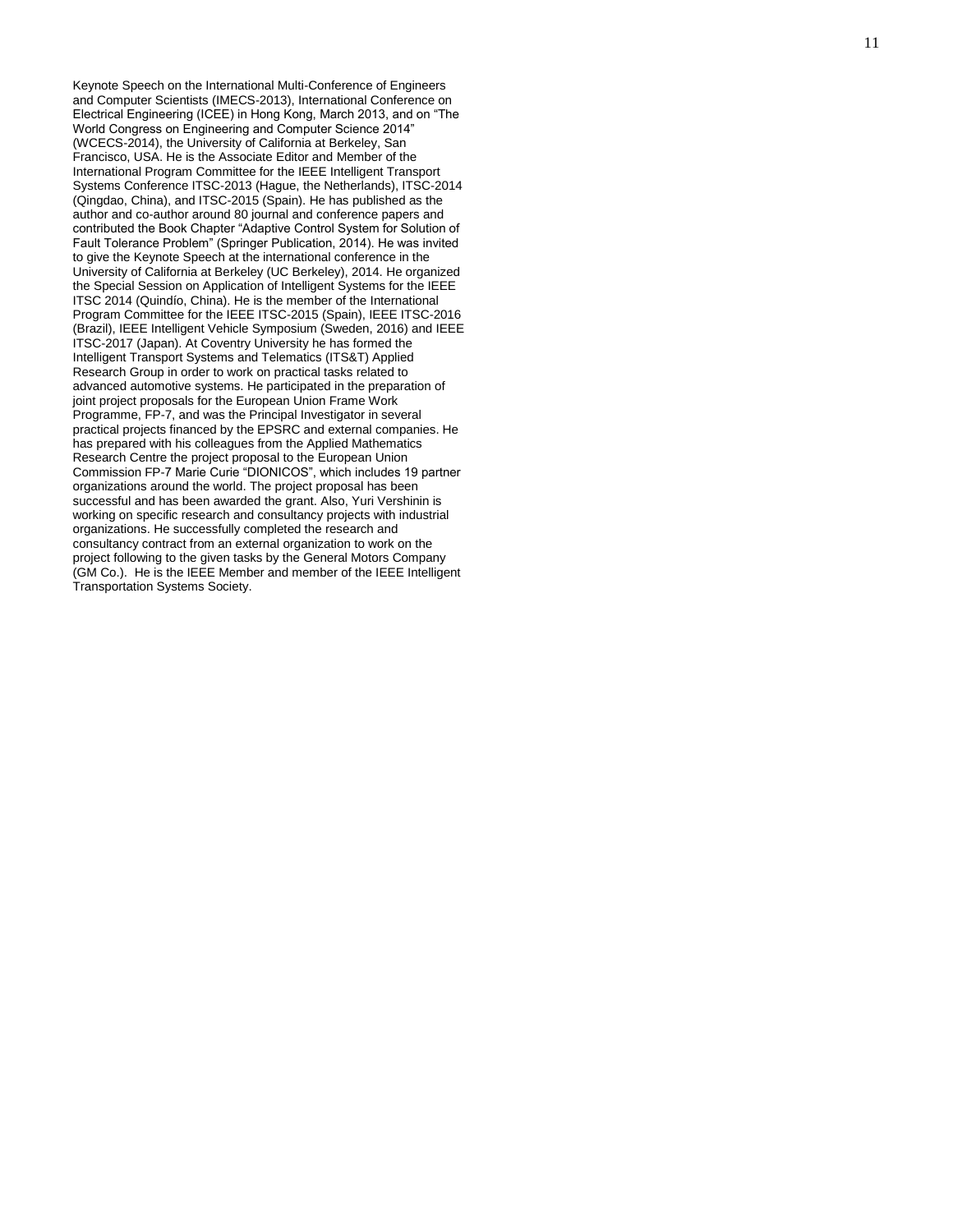Keynote Speech on the International Multi-Conference of Engineers and Computer Scientists (IMECS-2013), International Conference on Electrical Engineering (ICEE) in Hong Kong, March 2013, and on "The World Congress on Engineering and Computer Science 2014" (WCECS-2014), the University of California at Berkeley, San Francisco, USA. He is the Associate Editor and Member of the International Program Committee for the IEEE Intelligent Transport Systems Conference ITSC-2013 (Hague, the Netherlands), ITSC-2014 (Qingdao, China), and ITSC-2015 (Spain). He has published as the author and co-author around 80 journal and conference papers and contributed the Book Chapter "Adaptive Control System for Solution of Fault Tolerance Problem" (Springer Publication, 2014). He was invited to give the Keynote Speech at the international conference in the University of California at Berkeley (UC Berkeley), 2014. He organized the Special Session on Application of Intelligent Systems for the IEEE ITSC 2014 (Quindío, China). He is the member of the International Program Committee for the IEEE ITSC-2015 (Spain), IEEE ITSC-2016 (Brazil), IEEE Intelligent Vehicle Symposium (Sweden, 2016) and IEEE ITSC-2017 (Japan). At Coventry University he has formed the Intelligent Transport Systems and Telematics (ITS&T) Applied Research Group in order to work on practical tasks related to advanced automotive systems. He participated in the preparation of joint project proposals for the European Union Frame Work Programme, FP-7, and was the Principal Investigator in several practical projects financed by the EPSRC and external companies. He has prepared with his colleagues from the Applied Mathematics Research Centre the project proposal to the European Union Commission FP-7 Marie Curie "DIONICOS", which includes 19 partner organizations around the world. The project proposal has been successful and has been awarded the grant. Also, Yuri Vershinin is working on specific research and consultancy projects with industrial organizations. He successfully completed the research and consultancy contract from an external organization to work on the project following to the given tasks by the General Motors Company (GM Co.). He is the IEEE Member and member of the IEEE Intelligent Transportation Systems Society.